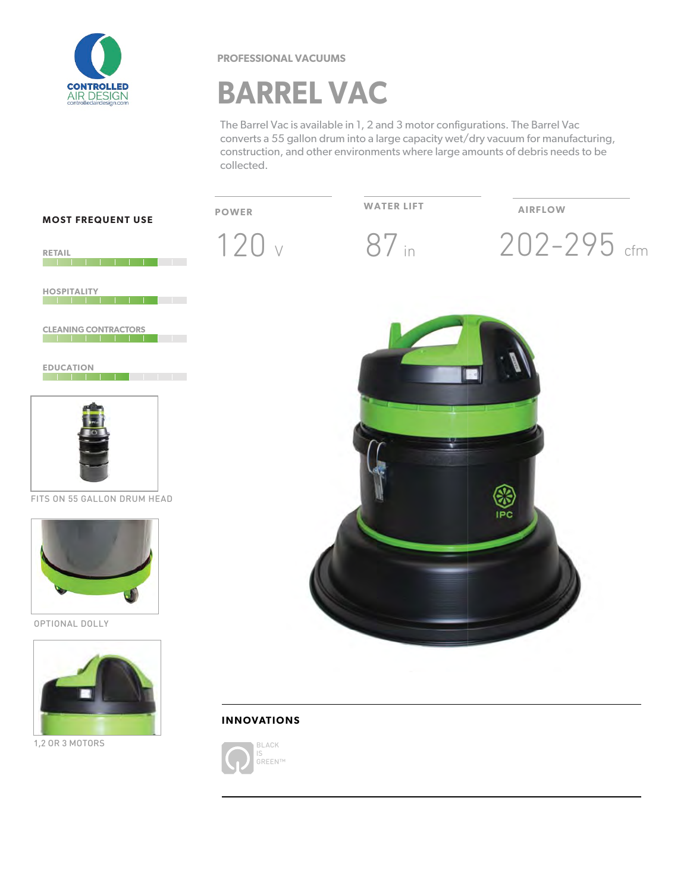CONTROLLED AIR DESIGN
controlledairdesign.com

PROFESSIONAL VACUUMS

# BARREL VAC

The Barrel Vac is available in 1, 2 and 3 motor configurations. The Barrel Vac converts a 55 gallon drum into a large capacity wet/dry vacuum for manufacturing, construction, and other environments where large amounts of debris needs to be collected.

| POWER | WATER LIFT | AIRFLOW |
|---|---|---|
| 120 v | 87 in | 202-295 cfm |

**MOST FREQUENT USE**

- RETAIL
- HOSPITALITY
- CLEANING CONTRACTORS
- EDUCATION

FITS ON 55 GALLON DRUM HEAD

OPTIONAL DOLLY

1,2 OR 3 MOTORS

**INNOVATIONS**

BLACK IS GREEN™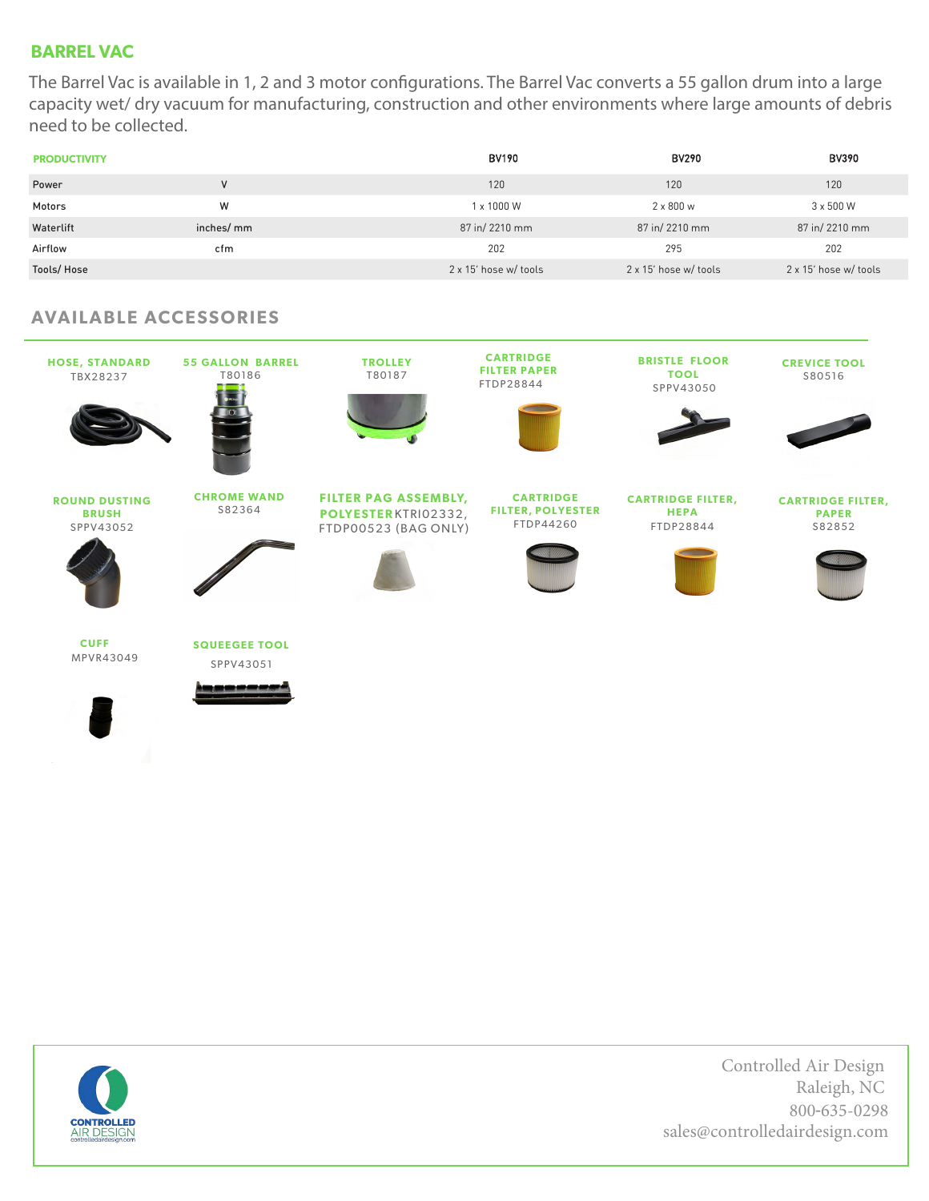## BARREL VAC

The Barrel Vac is available in 1, 2 and 3 motor configurations. The Barrel Vac converts a 55 gallon drum into a large capacity wet/ dry vacuum for manufacturing, construction and other environments where large amounts of debris need to be collected.

| PRODUCTIVITY | | BV190 | BV290 | BV390 |
|---|---|---|---|---|
| Power | V | 120 | 120 | 120 |
| Motors | W | 1 x 1000 W | 2 x 800 w | 3 x 500 W |
| Waterlift | inches/ mm | 87 in/ 2210 mm | 87 in/ 2210 mm | 87 in/ 2210 mm |
| Airflow | cfm | 202 | 295 | 202 |
| Tools/ Hose | | 2 x 15' hose w/ tools | 2 x 15' hose w/ tools | 2 x 15' hose w/ tools |

## AVAILABLE ACCESSORIES

**HOSE, STANDARD**
TBX28237

**55 GALLON BARREL**
T80186

**TROLLEY**
T80187

**CARTRIDGE FILTER PAPER**
FTDP28844

**BRISTLE FLOOR TOOL**
SPPV43050

**CREVICE TOOL**
S80516

**ROUND DUSTING BRUSH**
SPPV43052

**CHROME WAND**
S82364

**FILTER PAG ASSEMBLY, POLYESTER** KTRI02332, FTDP00523 (BAG ONLY)

**CARTRIDGE FILTER, POLYESTER**
FTDP44260

**CARTRIDGE FILTER, HEPA**
FTDP28844

**CARTRIDGE FILTER, PAPER**
S82852

**CUFF**
MPVR43049

**SQUEEGEE TOOL**
SPPV43051

CONTROLLED AIR DESIGN
controlledairdesign.com

Controlled Air Design
Raleigh, NC
800-635-0298
sales@controlledairdesign.com